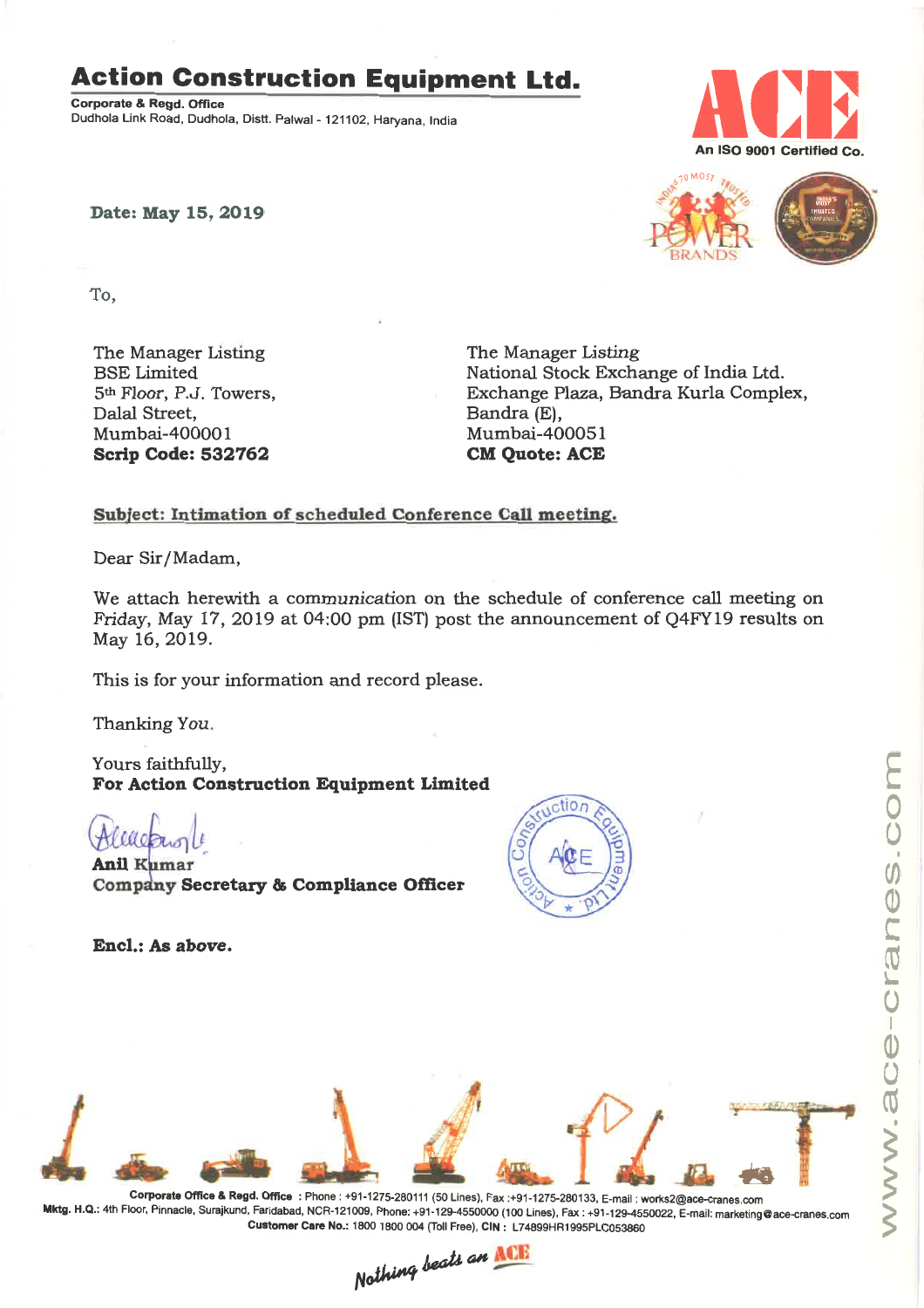# Action Construction Equipment Ltd.

**Corporate & Regd. Office**
Dudhola Link Road, Dudhola, Distt. Palwal - 121102, Haryana, India

An ISO 9001 Certified Co.

**Date: May 15, 2019**

To,

The Manager Listing
BSE Limited
5th Floor, P.J. Towers,
Dalal Street,
Mumbai-400001
**Scrip Code: 532762**

The Manager Listing
National Stock Exchange of India Ltd.
Exchange Plaza, Bandra Kurla Complex,
Bandra (E),
Mumbai-400051
**CM Quote: ACE**

**Subject: Intimation of scheduled Conference Call meeting.**

Dear Sir/Madam,

We attach herewith a communication on the schedule of conference call meeting on Friday, May 17, 2019 at 04:00 pm (IST) post the announcement of Q4FY19 results on May 16, 2019.

This is for your information and record please.

Thanking You.

Yours faithfully,
**For Action Construction Equipment Limited**

**Anil Kumar**
**Company Secretary & Compliance Officer**

**Encl.: As above.**

**Corporate Office & Regd. Office** : Phone : +91-1275-280111 (50 Lines), Fax :+91-1275-280133, E-mail : works2@ace-cranes.com
**Mktg. H.Q.:** 4th Floor, Pinnacle, Surajkund, Faridabad, NCR-121009, Phone: +91-129-4550000 (100 Lines), Fax : +91-129-4550022, E-mail: marketing@ace-cranes.com
**Customer Care No.:** 1800 1800 004 (Toll Free), **CIN :** L74899HR1995PLC053860

*Nothing beats an ACE*

www.ace-cranes.com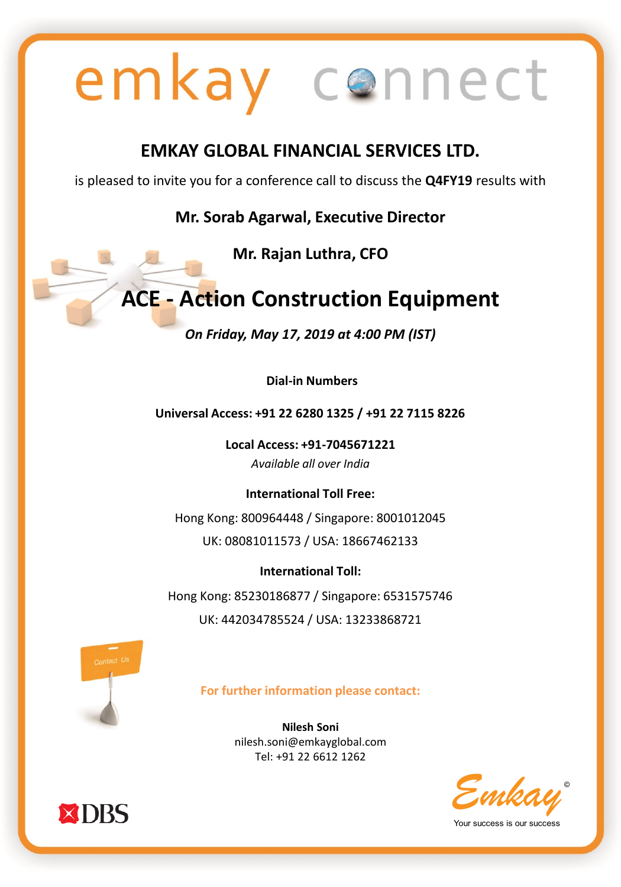emkay connect

# EMKAY GLOBAL FINANCIAL SERVICES LTD.

is pleased to invite you for a conference call to discuss the **Q4FY19** results with

**Mr. Sorab Agarwal, Executive Director**

**Mr. Rajan Luthra, CFO**

# ACE - Action Construction Equipment

***On Friday, May 17, 2019 at 4:00 PM (IST)***

**Dial-in Numbers**

**Universal Access: +91 22 6280 1325 / +91 22 7115 8226**

**Local Access: +91-7045671221**
*Available all over India*

**International Toll Free:**

Hong Kong: 800964448 / Singapore: 8001012045

UK: 08081011573 / USA: 18667462133

**International Toll:**

Hong Kong: 85230186877 / Singapore: 6531575746

UK: 442034785524 / USA: 13233868721

Contact Us

**For further information please contact:**

**Nilesh Soni**
nilesh.soni@emkayglobal.com
Tel: +91 22 6612 1262

DBS

Emkay©
Your success is our success